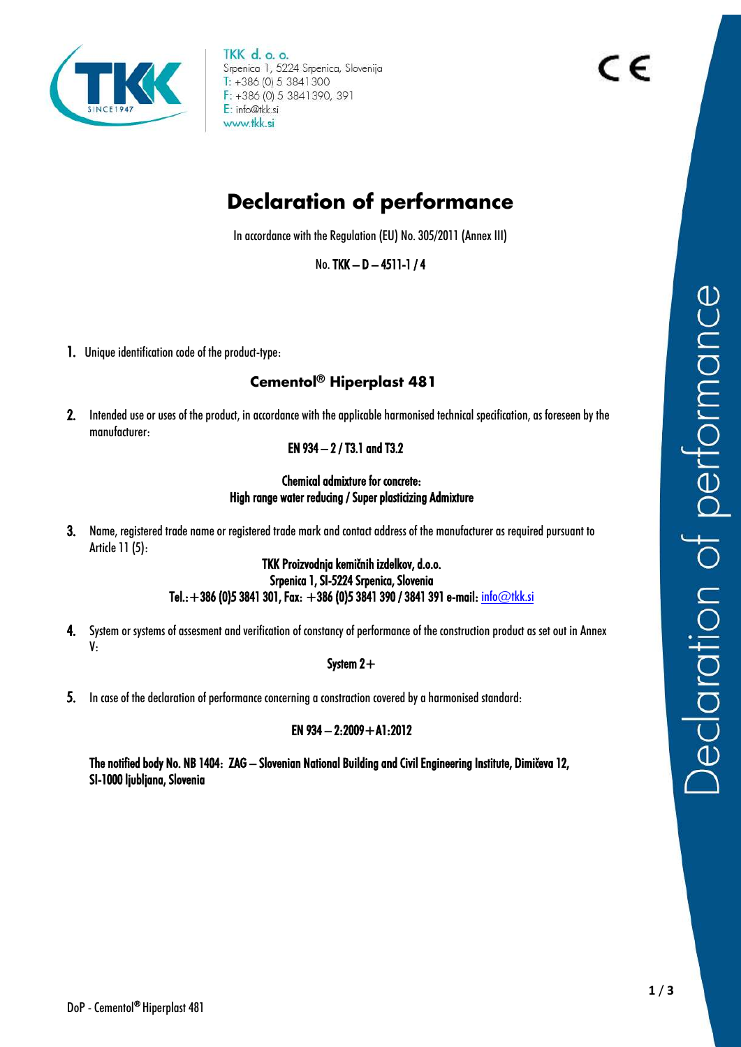TKK d. o. o.
Srpenica 1, 5224 Srpenica, Slovenija
T: +386 (0) 5 3841 300
F: +386 (0) 5 3841390, 391
E: info@tkk.si
www.tkk.si

# Declaration of performance

In accordance with the Regulation (EU) No. 305/2011 (Annex III)

No. **TKK – D – 4511-1 / 4**

1. Unique identification code of the product-type:

**Cementol® Hiperplast 481**

2. Intended use or uses of the product, in accordance with the applicable harmonised technical specification, as foreseen by the manufacturer:

**EN 934 – 2 / T3.1 and T3.2**

**Chemical admixture for concrete:**
**High range water reducing / Super plasticizing Admixture**

3. Name, registered trade name or registered trade mark and contact address of the manufacturer as required pursuant to Article 11 (5):

**TKK Proizvodnja kemičnih izdelkov, d.o.o.**
**Srpenica 1, SI-5224 Srpenica, Slovenia**
**Tel.:+386 (0)5 3841 301, Fax: +386 (0)5 3841 390 / 3841 391 e-mail: info@tkk.si**

4. System or systems of assesment and verification of constancy of performance of the construction product as set out in Annex V:

**System 2+**

5. In case of the declaration of performance concerning a constraction covered by a harmonised standard:

**EN 934 – 2:2009+A1:2012**

**The notified body No. NB 1404: ZAG – Slovenian National Building and Civil Engineering Institute, Dimičeva 12, SI-1000 ljubljana, Slovenia**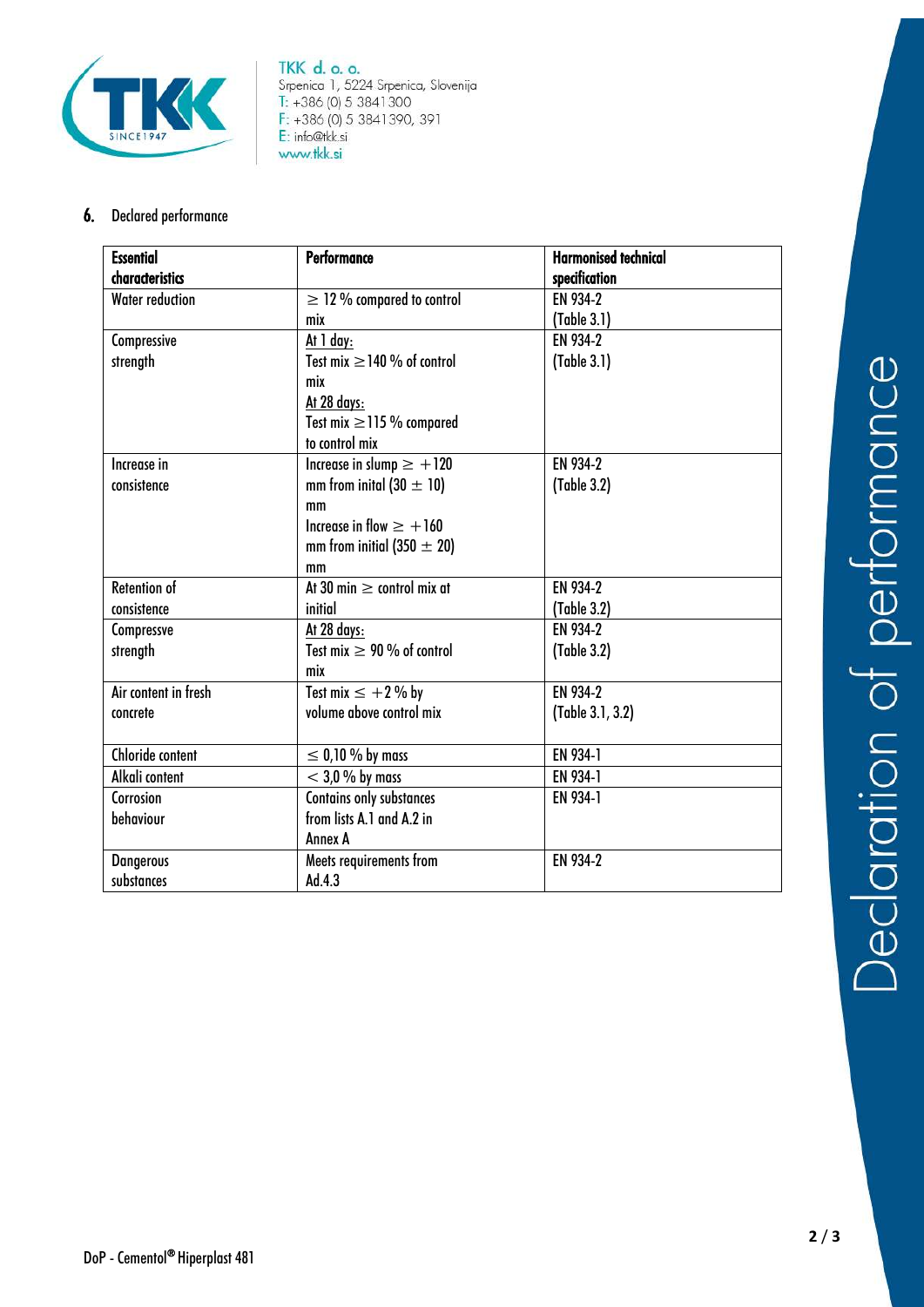6. Declared performance

| Essential characteristics | Performance | Harmonised technical specification |
|---|---|---|
| Water reduction | ≥ 12 % compared to control mix | EN 934-2 (Table 3.1) |
| Compressive strength | At 1 day: Test mix ≥140 % of control mix At 28 days: Test mix ≥115 % compared to control mix | EN 934-2 (Table 3.1) |
| Increase in consistence | Increase in slump ≥ +120 mm from inital (30 ± 10) mm Increase in flow ≥ +160 mm from initial (350 ± 20) mm | EN 934-2 (Table 3.2) |
| Retention of consistence | At 30 min ≥ control mix at initial | EN 934-2 (Table 3.2) |
| Compressve strength | At 28 days: Test mix ≥ 90 % of control mix | EN 934-2 (Table 3.2) |
| Air content in fresh concrete | Test mix ≤ +2 % by volume above control mix | EN 934-2 (Table 3.1, 3.2) |
| Chloride content | ≤ 0,10 % by mass | EN 934-1 |
| Alkali content | < 3,0 % by mass | EN 934-1 |
| Corrosion behaviour | Contains only substances from lists A.1 and A.2 in Annex A | EN 934-1 |
| Dangerous substances | Meets requirements from Ad.4.3 | EN 934-2 |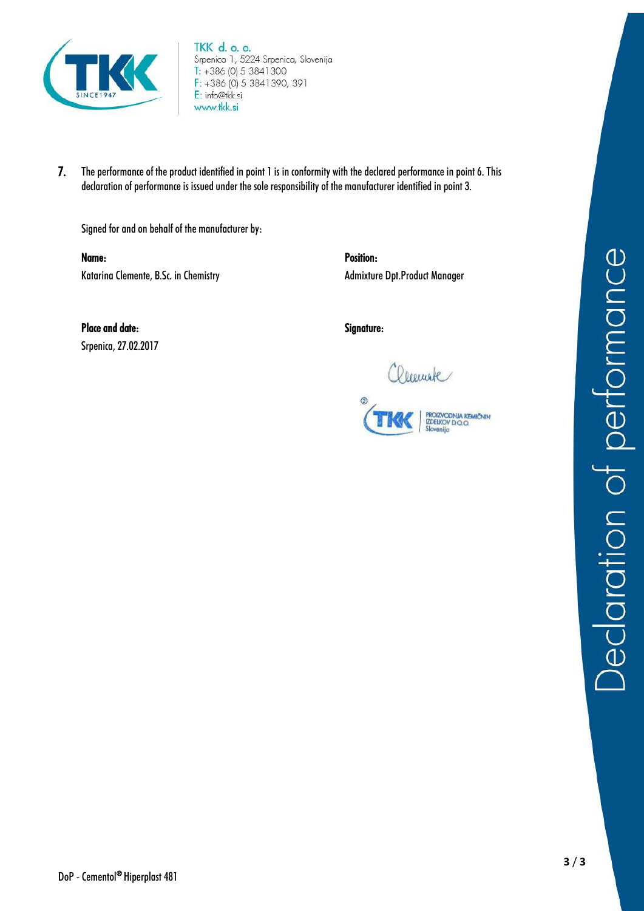TKK d. o. o.
Srpenica 1, 5224 Srpenica, Slovenija
T: +386 (0) 5 3841300
F: +386 (0) 5 3841390, 391
E: info@tkk.si
www.tkk.si

**7.** The performance of the product identified in point 1 is in conformity with the declared performance in point 6. This declaration of performance is issued under the sole responsibility of the manufacturer identified in point 3.

Signed for and on behalf of the manufacturer by:

**Name:**
Katarina Clemente, B.Sc. in Chemistry

**Position:**
Admixture Dpt.Product Manager

**Place and date:**
Srpenica, 27.02.2017

**Signature:**

Clemente

TKK PROIZVODNJA KEMIČNIH IZDELKOV D.O.O. Slovenija